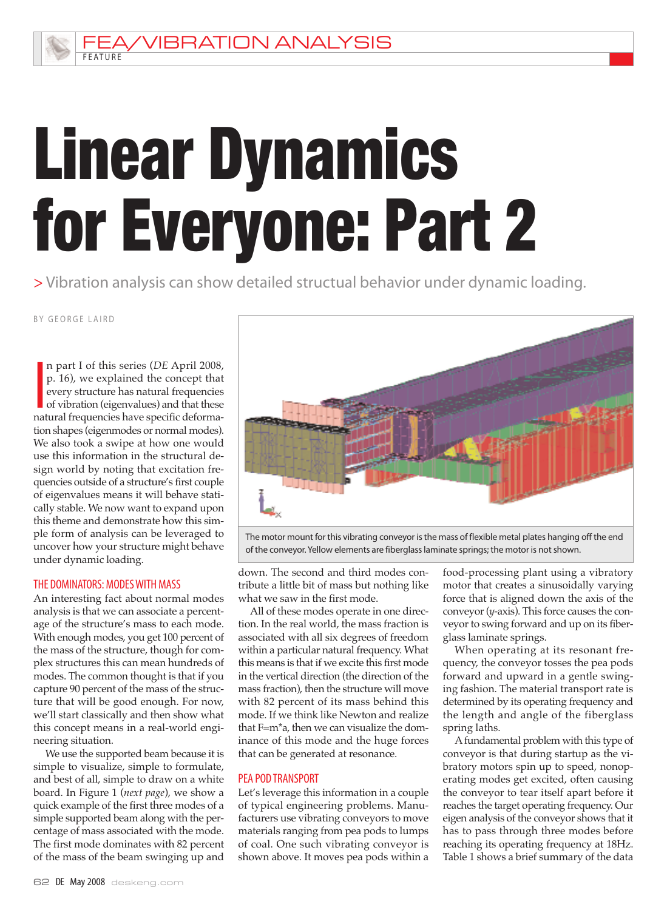# Linear Dynamics for Everyone: Part 2

> Vibration analysis can show detailed structural behavior under dynamic loading.

BY GEORGE LAIRD

In part I of this series (*DE* April 2008, p. 16), we explained the concept that every structure has natural frequencies of vibration (eigenvalues) and that these natural frequencies have specific deformation shapes (eigenmodes or normal modes). We also took a swipe at how one would use this information in the structural design world by noting that excitation frequencies outside of a structure's first couple of eigenvalues means it will behave statically stable. We now want to expand upon this theme and demonstrate how this simple form of analysis can be leveraged to uncover how your structure might behave under dynamic loading.

The motor mount for this vibrating conveyor is the mass of flexible metal plates hanging off the end of the conveyor. Yellow elements are fiberglass laminate springs; the motor is not shown.

## THE DOMINATORS: MODES WITH MASS

An interesting fact about normal modes analysis is that we can associate a percentage of the structure's mass to each mode. With enough modes, you get 100 percent of the mass of the structure, though for complex structures this can mean hundreds of modes. The common thought is that if you capture 90 percent of the mass of the structure that will be good enough. For now, we'll start classically and then show what this concept means in a real-world engineering situation.

We use the supported beam because it is simple to visualize, simple to formulate, and best of all, simple to draw on a white board. In Figure 1 (*next page*), we show a quick example of the first three modes of a simple supported beam along with the percentage of mass associated with the mode. The first mode dominates with 82 percent of the mass of the beam swinging up and down. The second and third modes contribute a little bit of mass but nothing like what we saw in the first mode.

All of these modes operate in one direction. In the real world, the mass fraction is associated with all six degrees of freedom within a particular natural frequency. What this means is that if we excite this first mode in the vertical direction (the direction of the mass fraction), then the structure will move with 82 percent of its mass behind this mode. If we think like Newton and realize that F=m*a, then we can visualize the dominance of this mode and the huge forces that can be generated at resonance.

## PEA POD TRANSPORT

Let's leverage this information in a couple of typical engineering problems. Manufacturers use vibrating conveyors to move materials ranging from pea pods to lumps of coal. One such vibrating conveyor is shown above. It moves pea pods within a food-processing plant using a vibratory motor that creates a sinusoidally varying force that is aligned down the axis of the conveyor (*y*-axis). This force causes the conveyor to swing forward and up on its fiberglass laminate springs.

When operating at its resonant frequency, the conveyor tosses the pea pods forward and upward in a gentle swinging fashion. The material transport rate is determined by its operating frequency and the length and angle of the fiberglass spring laths.

A fundamental problem with this type of conveyor is that during startup as the vibratory motors spin up to speed, nonoperating modes get excited, often causing the conveyor to tear itself apart before it reaches the target operating frequency. Our eigen analysis of the conveyor shows that it has to pass through three modes before reaching its operating frequency at 18Hz. Table 1 shows a brief summary of the data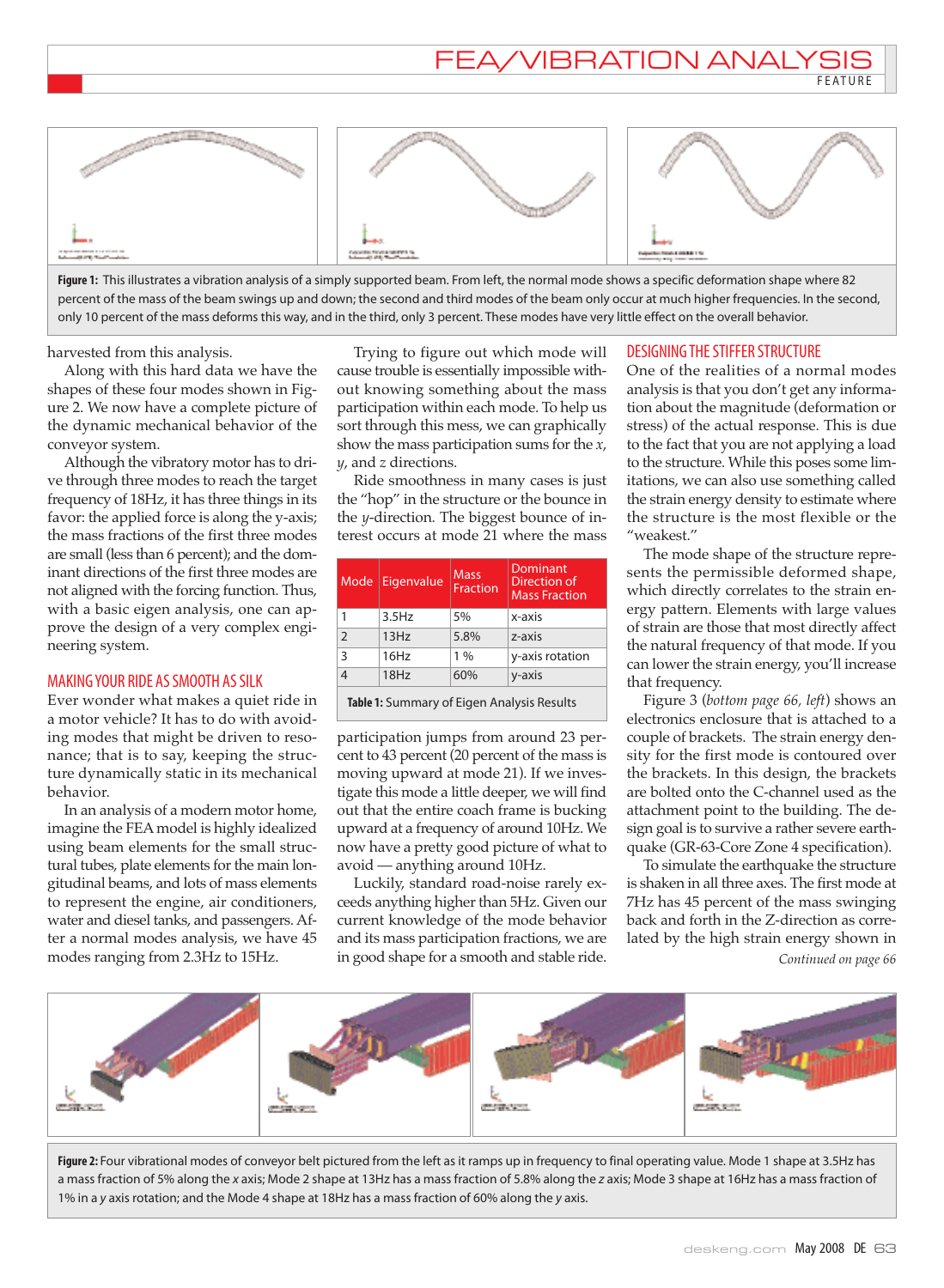Figure 1: This illustrates a vibration analysis of a simply supported beam. From left, the normal mode shows a specific deformation shape where 82 percent of the mass of the beam swings up and down; the second and third modes of the beam only occur at much higher frequencies. In the second, only 10 percent of the mass deforms this way, and in the third, only 3 percent. These modes have very little effect on the overall behavior.

harvested from this analysis.

Along with this hard data we have the shapes of these four modes shown in Figure 2. We now have a complete picture of the dynamic mechanical behavior of the conveyor system.

Although the vibratory motor has to drive through three modes to reach the target frequency of 18Hz, it has three things in its favor: the applied force is along the y-axis; the mass fractions of the first three modes are small (less than 6 percent); and the dominant directions of the first three modes are not aligned with the forcing function. Thus, with a basic eigen analysis, one can approve the design of a very complex engineering system.

## MAKING YOUR RIDE AS SMOOTH AS SILK

Ever wonder what makes a quiet ride in a motor vehicle? It has to do with avoiding modes that might be driven to resonance; that is to say, keeping the structure dynamically static in its mechanical behavior.

In an analysis of a modern motor home, imagine the FEA model is highly idealized using beam elements for the small structural tubes, plate elements for the main longitudinal beams, and lots of mass elements to represent the engine, air conditioners, water and diesel tanks, and passengers. After a normal modes analysis, we have 45 modes ranging from 2.3Hz to 15Hz.

Trying to figure out which mode will cause trouble is essentially impossible without knowing something about the mass participation within each mode. To help us sort through this mess, we can graphically show the mass participation sums for the *x*, *y*, and *z* directions.

Ride smoothness in many cases is just the "hop" in the structure or the bounce in the *y*-direction. The biggest bounce of interest occurs at mode 21 where the mass participation jumps from around 23 percent to 43 percent (20 percent of the mass is moving upward at mode 21). If we investigate this mode a little deeper, we will find out that the entire coach frame is bucking upward at a frequency of around 10Hz. We now have a pretty good picture of what to avoid — anything around 10Hz.

Luckily, standard road-noise rarely exceeds anything higher than 5Hz. Given our current knowledge of the mode behavior and its mass participation fractions, we are in good shape for a smooth and stable ride.

| Mode | Eigenvalue | Mass Fraction | Dominant Direction of Mass Fraction |
|---|---|---|---|
| 1 | 3.5Hz | 5% | x-axis |
| 2 | 13Hz | 5.8% | z-axis |
| 3 | 16Hz | 1 % | y-axis rotation |
| 4 | 18Hz | 60% | y-axis |

**Table 1:** Summary of Eigen Analysis Results

## DESIGNING THE STIFFER STRUCTURE

One of the realities of a normal modes analysis is that you don't get any information about the magnitude (deformation or stress) of the actual response. This is due to the fact that you are not applying a load to the structure. While this poses some limitations, we can also use something called the strain energy density to estimate where the structure is the most flexible or the "weakest."

The mode shape of the structure represents the permissible deformed shape, which directly correlates to the strain energy pattern. Elements with large values of strain are those that most directly affect the natural frequency of that mode. If you can lower the strain energy, you'll increase that frequency.

Figure 3 (*bottom page 66, left*) shows an electronics enclosure that is attached to a couple of brackets. The strain energy density for the first mode is contoured over the brackets. In this design, the brackets are bolted onto the C-channel used as the attachment point to the building. The design goal is to survive a rather severe earthquake (GR-63-Core Zone 4 specification).

To simulate the earthquake the structure is shaken in all three axes. The first mode at 7Hz has 45 percent of the mass swinging back and forth in the Z-direction as correlated by the high strain energy shown in

*Continued on page 66*

**Figure 2:** Four vibrational modes of conveyor belt pictured from the left as it ramps up in frequency to final operating value. Mode 1 shape at 3.5Hz has a mass fraction of 5% along the *x* axis; Mode 2 shape at 13Hz has a mass fraction of 5.8% along the *z* axis; Mode 3 shape at 16Hz has a mass fraction of 1% in a *y* axis rotation; and the Mode 4 shape at 18Hz has a mass fraction of 60% along the *y* axis.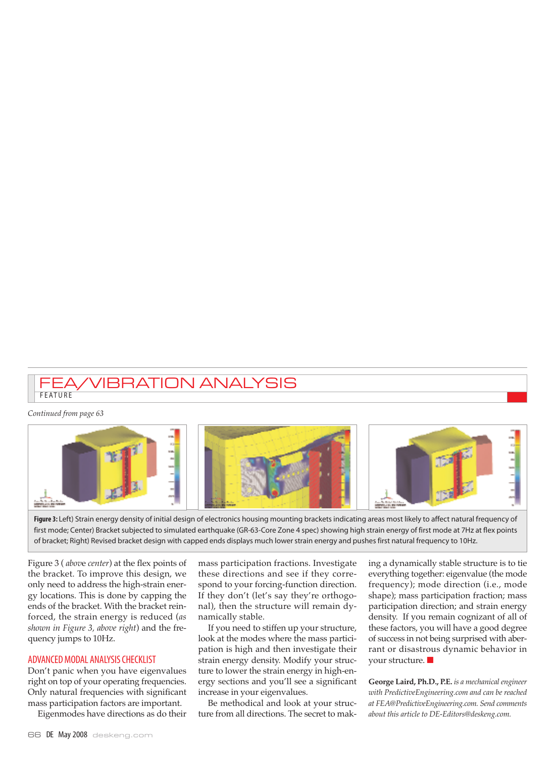# FEA/VIBRATION ANALYSIS

FEATURE

*Continued from page 63*

**Figure 3:** Left) Strain energy density of initial design of electronics housing mounting brackets indicating areas most likely to affect natural frequency of first mode; Center) Bracket subjected to simulated earthquake (GR-63-Core Zone 4 spec) showing high strain energy of first mode at 7Hz at flex points of bracket; Right) Revised bracket design with capped ends displays much lower strain energy and pushes first natural frequency to 10Hz.

Figure 3 ( *above center*) at the flex points of the bracket. To improve this design, we only need to address the high-strain energy locations. This is done by capping the ends of the bracket. With the bracket reinforced, the strain energy is reduced (*as shown in Figure 3, above right*) and the frequency jumps to 10Hz.

## ADVANCED MODAL ANALYSIS CHECKLIST

Don't panic when you have eigenvalues right on top of your operating frequencies. Only natural frequencies with significant mass participation factors are important.

Eigenmodes have directions as do their mass participation fractions. Investigate these directions and see if they correspond to your forcing-function direction. If they don't (let's say they're orthogonal), then the structure will remain dynamically stable.

If you need to stiffen up your structure, look at the modes where the mass participation is high and then investigate their strain energy density. Modify your structure to lower the strain energy in high-energy sections and you'll see a significant increase in your eigenvalues.

Be methodical and look at your structure from all directions. The secret to making a dynamically stable structure is to tie everything together: eigenvalue (the mode frequency); mode direction (i.e., mode shape); mass participation fraction; mass participation direction; and strain energy density. If you remain cognizant of all of these factors, you will have a good degree of success in not being surprised with aberrant or disastrous dynamic behavior in your structure. ■

**George Laird, Ph.D., P.E.** *is a mechanical engineer with PredictiveEngineering.com and can be reached at FEA@PredictiveEngineering.com. Send comments about this article to DE-Editors@deskeng.com.*